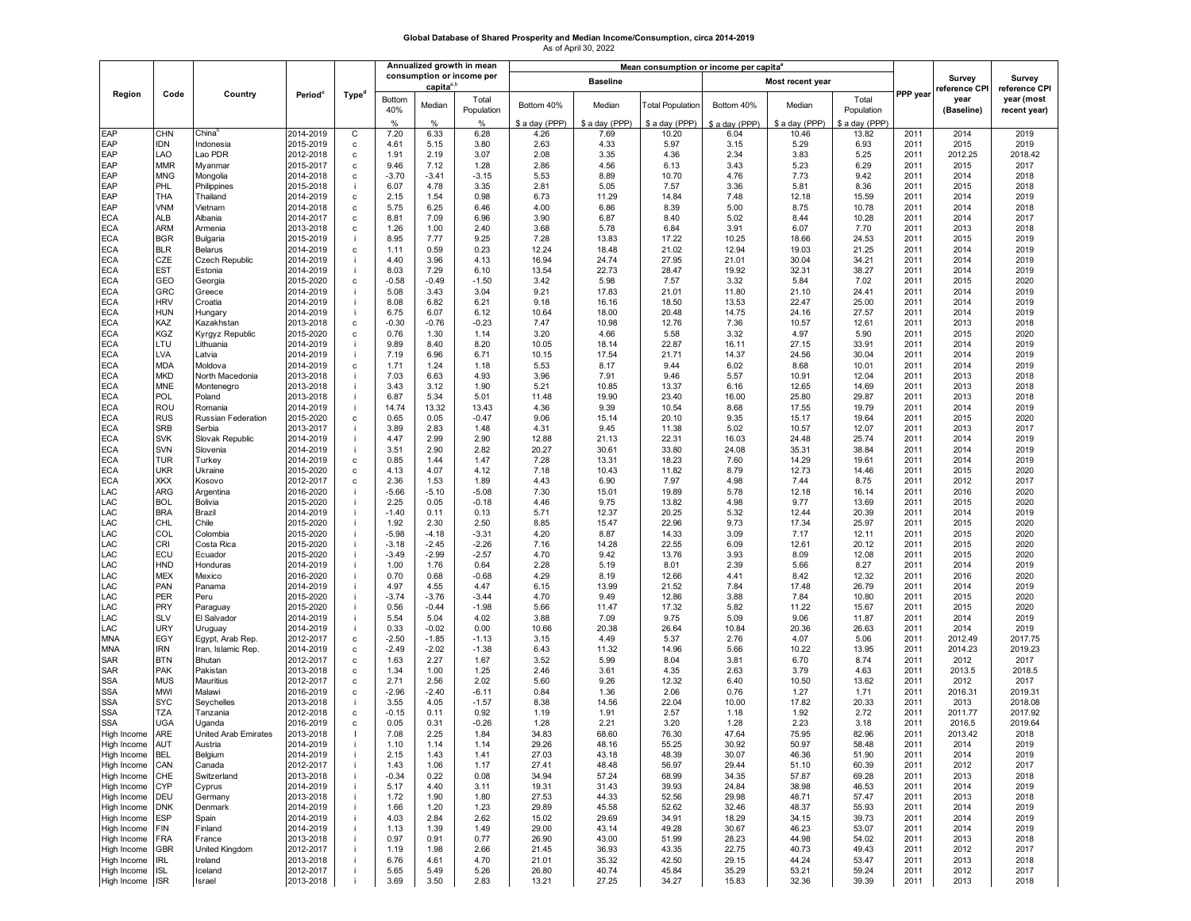# Global Database of Shared Prosperity and Median Income/Consumption, circa 2014-2019

As of April 30, 2022

| Region | Code | Country | Period[c] | Type[d] | Annualized growth in mean consumption or income per capita[a,b] | | | Mean consumption or income per capita[a] | | | | | | PPP year | Survey reference CPI year (Baseline) | Survey reference CPI year (most recent year) |
|---|---|---|---|---|---|---|---|---|---|---|---|---|---|---|---|---|
| | | | | | | | | Baseline | | | Most recent year | | | | | |
| | | | | | Bottom 40% | Median | Total Population | Bottom 40% | Median | Total Population | Bottom 40% | Median | Total Population | | | |
| | | | | | % | % | % | $ a day (PPP) | $ a day (PPP) | $ a day (PPP) | $ a day (PPP) | $ a day (PPP) | $ a day (PPP) | | | |
| EAP | CHN | China[h] | 2014-2019 | C | 7.20 | 6.33 | 6.28 | 4.26 | 7.69 | 10.20 | 6.04 | 10.46 | 13.82 | 2011 | 2014 | 2019 |
| EAP | IDN | Indonesia | 2015-2019 | c | 4.61 | 5.15 | 3.80 | 2.63 | 4.33 | 5.97 | 3.15 | 5.29 | 6.93 | 2011 | 2015 | 2019 |
| EAP | LAO | Lao PDR | 2012-2018 | c | 1.91 | 2.19 | 3.07 | 2.08 | 3.35 | 4.36 | 2.34 | 3.83 | 5.25 | 2011 | 2012.25 | 2018.42 |
| EAP | MMR | Myanmar | 2015-2017 | c | 9.46 | 7.12 | 1.28 | 2.86 | 4.56 | 6.13 | 3.43 | 5.23 | 6.29 | 2011 | 2015 | 2017 |
| EAP | MNG | Mongolia | 2014-2018 | c | -3.70 | -3.41 | -3.15 | 5.53 | 8.89 | 10.70 | 4.76 | 7.73 | 9.42 | 2011 | 2014 | 2018 |
| EAP | PHL | Philippines | 2015-2018 | i | 6.07 | 4.78 | 3.35 | 2.81 | 5.05 | 7.57 | 3.36 | 5.81 | 8.36 | 2011 | 2015 | 2018 |
| EAP | THA | Thailand | 2014-2019 | c | 2.15 | 1.54 | 0.98 | 6.73 | 11.29 | 14.84 | 7.48 | 12.18 | 15.59 | 2011 | 2014 | 2019 |
| EAP | VNM | Vietnam | 2014-2018 | c | 5.75 | 6.25 | 6.46 | 4.00 | 6.86 | 8.39 | 5.00 | 8.75 | 10.78 | 2011 | 2014 | 2018 |
| ECA | ALB | Albania | 2014-2017 | c | 8.81 | 7.09 | 6.96 | 3.90 | 6.87 | 8.40 | 5.02 | 8.44 | 10.28 | 2011 | 2014 | 2017 |
| ECA | ARM | Armenia | 2013-2018 | c | 1.26 | 1.00 | 2.40 | 3.68 | 5.78 | 6.84 | 3.91 | 6.07 | 7.70 | 2011 | 2013 | 2018 |
| ECA | BGR | Bulgaria | 2015-2019 | i | 8.95 | 7.77 | 9.25 | 7.28 | 13.83 | 17.22 | 10.25 | 18.66 | 24.53 | 2011 | 2015 | 2019 |
| ECA | BLR | Belarus | 2014-2019 | c | 1.11 | 0.59 | 0.23 | 12.24 | 18.48 | 21.02 | 12.94 | 19.03 | 21.25 | 2011 | 2014 | 2019 |
| ECA | CZE | Czech Republic | 2014-2019 | i | 4.40 | 3.96 | 4.13 | 16.94 | 24.74 | 27.95 | 21.01 | 30.04 | 34.21 | 2011 | 2014 | 2019 |
| ECA | EST | Estonia | 2014-2019 | i | 8.03 | 7.29 | 6.10 | 13.54 | 22.73 | 28.47 | 19.92 | 32.31 | 38.27 | 2011 | 2014 | 2019 |
| ECA | GEO | Georgia | 2015-2020 | c | -0.58 | -0.49 | -1.50 | 3.42 | 5.98 | 7.57 | 3.32 | 5.84 | 7.02 | 2011 | 2015 | 2020 |
| ECA | GRC | Greece | 2014-2019 | i | 5.08 | 3.43 | 3.04 | 9.21 | 17.83 | 21.01 | 11.80 | 21.10 | 24.41 | 2011 | 2014 | 2019 |
| ECA | HRV | Croatia | 2014-2019 | i | 8.08 | 6.82 | 6.21 | 9.18 | 16.16 | 18.50 | 13.53 | 22.47 | 25.00 | 2011 | 2014 | 2019 |
| ECA | HUN | Hungary | 2014-2019 | i | 6.75 | 6.07 | 6.12 | 10.64 | 18.00 | 20.48 | 14.75 | 24.16 | 27.57 | 2011 | 2014 | 2019 |
| ECA | KAZ | Kazakhstan | 2013-2018 | c | -0.30 | -0.76 | -0.23 | 7.47 | 10.98 | 12.76 | 7.36 | 10.57 | 12.61 | 2011 | 2013 | 2018 |
| ECA | KGZ | Kyrgyz Republic | 2015-2020 | c | 0.76 | 1.30 | 1.14 | 3.20 | 4.66 | 5.58 | 3.32 | 4.97 | 5.90 | 2011 | 2015 | 2020 |
| ECA | LTU | Lithuania | 2014-2019 | i | 9.89 | 8.40 | 8.20 | 10.05 | 18.14 | 22.87 | 16.11 | 27.15 | 33.91 | 2011 | 2014 | 2019 |
| ECA | LVA | Latvia | 2014-2019 | i | 7.19 | 6.96 | 6.71 | 10.15 | 17.54 | 21.71 | 14.37 | 24.56 | 30.04 | 2011 | 2014 | 2019 |
| ECA | MDA | Moldova | 2014-2019 | c | 1.71 | 1.24 | 1.18 | 5.53 | 8.17 | 9.44 | 6.02 | 8.68 | 10.01 | 2011 | 2014 | 2019 |
| ECA | MKD | North Macedonia | 2013-2018 | i | 7.03 | 6.63 | 4.93 | 3.96 | 7.91 | 9.46 | 5.57 | 10.91 | 12.04 | 2011 | 2013 | 2018 |
| ECA | MNE | Montenegro | 2013-2018 | i | 3.43 | 3.12 | 1.90 | 5.21 | 10.85 | 13.37 | 6.16 | 12.65 | 14.69 | 2011 | 2013 | 2018 |
| ECA | POL | Poland | 2013-2018 | i | 6.87 | 5.34 | 5.01 | 11.48 | 19.90 | 23.40 | 16.00 | 25.80 | 29.87 | 2011 | 2013 | 2018 |
| ECA | ROU | Romania | 2014-2019 | i | 14.74 | 13.32 | 13.43 | 4.36 | 9.39 | 10.54 | 8.68 | 17.55 | 19.79 | 2011 | 2014 | 2019 |
| ECA | RUS | Russian Federation | 2015-2020 | c | 0.65 | 0.05 | -0.47 | 9.06 | 15.14 | 20.10 | 9.35 | 15.17 | 19.64 | 2011 | 2015 | 2020 |
| ECA | SRB | Serbia | 2013-2017 | i | 3.89 | 2.83 | 1.48 | 4.31 | 9.45 | 11.38 | 5.02 | 10.57 | 12.07 | 2011 | 2013 | 2017 |
| ECA | SVK | Slovak Republic | 2014-2019 | i | 4.47 | 2.99 | 2.90 | 12.88 | 21.13 | 22.31 | 16.03 | 24.48 | 25.74 | 2011 | 2014 | 2019 |
| ECA | SVN | Slovenia | 2014-2019 | i | 3.51 | 2.90 | 2.82 | 20.27 | 30.61 | 33.80 | 24.08 | 35.31 | 38.84 | 2011 | 2014 | 2019 |
| ECA | TUR | Turkey | 2014-2019 | c | 0.85 | 1.44 | 1.47 | 7.28 | 13.31 | 18.23 | 7.60 | 14.29 | 19.61 | 2011 | 2014 | 2019 |
| ECA | UKR | Ukraine | 2015-2020 | c | 4.13 | 4.07 | 4.12 | 7.18 | 10.43 | 11.82 | 8.79 | 12.73 | 14.46 | 2011 | 2015 | 2020 |
| ECA | XKX | Kosovo | 2012-2017 | c | 2.36 | 1.53 | 1.89 | 4.43 | 6.90 | 7.97 | 4.98 | 7.44 | 8.75 | 2011 | 2012 | 2017 |
| LAC | ARG | Argentina | 2016-2020 | i | -5.66 | -5.10 | -5.08 | 7.30 | 15.01 | 19.89 | 5.78 | 12.18 | 16.14 | 2011 | 2016 | 2020 |
| LAC | BOL | Bolivia | 2015-2020 | i | 2.25 | 0.05 | -0.18 | 4.46 | 9.75 | 13.82 | 4.98 | 9.77 | 13.69 | 2011 | 2015 | 2020 |
| LAC | BRA | Brazil | 2014-2019 | i | -1.40 | 0.11 | 0.13 | 5.71 | 12.37 | 20.25 | 5.32 | 12.44 | 20.39 | 2011 | 2014 | 2019 |
| LAC | CHL | Chile | 2015-2020 | i | 1.92 | 2.30 | 2.50 | 8.85 | 15.47 | 22.96 | 9.73 | 17.34 | 25.97 | 2011 | 2015 | 2020 |
| LAC | COL | Colombia | 2015-2020 | i | -5.98 | -4.18 | -3.31 | 4.20 | 8.87 | 14.33 | 3.09 | 7.17 | 12.11 | 2011 | 2015 | 2020 |
| LAC | CRI | Costa Rica | 2015-2020 | i | -3.18 | -2.45 | -2.26 | 7.16 | 14.28 | 22.55 | 6.09 | 12.61 | 20.12 | 2011 | 2015 | 2020 |
| LAC | ECU | Ecuador | 2015-2020 | i | -3.49 | -2.99 | -2.57 | 4.70 | 9.42 | 13.76 | 3.93 | 8.09 | 12.08 | 2011 | 2015 | 2020 |
| LAC | HND | Honduras | 2014-2019 | i | 1.00 | 1.76 | 0.64 | 2.28 | 5.19 | 8.01 | 2.39 | 5.66 | 8.27 | 2011 | 2014 | 2019 |
| LAC | MEX | Mexico | 2016-2020 | i | 0.70 | 0.68 | -0.68 | 4.29 | 8.19 | 12.66 | 4.41 | 8.42 | 12.32 | 2011 | 2016 | 2020 |
| LAC | PAN | Panama | 2014-2019 | i | 4.97 | 4.55 | 4.47 | 6.15 | 13.99 | 21.52 | 7.84 | 17.48 | 26.79 | 2011 | 2014 | 2019 |
| LAC | PER | Peru | 2015-2020 | i | -3.74 | -3.76 | -3.44 | 4.70 | 9.49 | 12.86 | 3.88 | 7.84 | 10.80 | 2011 | 2015 | 2020 |
| LAC | PRY | Paraguay | 2015-2020 | i | 0.56 | -0.44 | -1.98 | 5.66 | 11.47 | 17.32 | 5.82 | 11.22 | 15.67 | 2011 | 2015 | 2020 |
| LAC | SLV | El Salvador | 2014-2019 | i | 5.54 | 5.04 | 4.02 | 3.88 | 7.09 | 9.75 | 5.09 | 9.06 | 11.87 | 2011 | 2014 | 2019 |
| LAC | URY | Uruguay | 2014-2019 | i | 0.33 | -0.02 | 0.00 | 10.66 | 20.38 | 26.64 | 10.84 | 20.36 | 26.63 | 2011 | 2014 | 2019 |
| MNA | EGY | Egypt, Arab Rep. | 2012-2017 | c | -2.50 | -1.85 | -1.13 | 3.15 | 4.49 | 5.37 | 2.76 | 4.07 | 5.06 | 2011 | 2012.49 | 2017.75 |
| MNA | IRN | Iran, Islamic Rep. | 2014-2019 | c | -2.49 | -2.02 | -1.38 | 6.43 | 11.32 | 14.96 | 5.66 | 10.22 | 13.95 | 2011 | 2014.23 | 2019.23 |
| SAR | BTN | Bhutan | 2012-2017 | c | 1.63 | 2.27 | 1.67 | 3.52 | 5.99 | 8.04 | 3.81 | 6.70 | 8.74 | 2011 | 2012 | 2017 |
| SAR | PAK | Pakistan | 2013-2018 | c | 1.34 | 1.00 | 1.25 | 2.46 | 3.61 | 4.35 | 2.63 | 3.79 | 4.63 | 2011 | 2013.5 | 2018.5 |
| SSA | MUS | Mauritius | 2012-2017 | c | 2.71 | 2.56 | 2.02 | 5.60 | 9.26 | 12.32 | 6.40 | 10.50 | 13.62 | 2011 | 2012 | 2017 |
| SSA | MWI | Malawi | 2016-2019 | c | -2.96 | -2.40 | -6.11 | 0.84 | 1.36 | 2.06 | 0.76 | 1.27 | 1.71 | 2011 | 2016.31 | 2019.31 |
| SSA | SYC | Seychelles | 2013-2018 | i | 3.55 | 4.05 | -1.57 | 8.38 | 14.56 | 22.04 | 10.00 | 17.82 | 20.33 | 2011 | 2013 | 2018.08 |
| SSA | TZA | Tanzania | 2012-2018 | c | -0.15 | 0.11 | 0.92 | 1.19 | 1.91 | 2.57 | 1.18 | 1.92 | 2.72 | 2011 | 2011.77 | 2017.92 |
| SSA | UGA | Uganda | 2016-2019 | c | 0.05 | 0.31 | -0.26 | 1.28 | 2.21 | 3.20 | 1.28 | 2.23 | 3.18 | 2011 | 2016.5 | 2019.64 |
| High Income | ARE | United Arab Emirates | 2013-2018 | I | 7.08 | 2.25 | 1.84 | 34.83 | 68.60 | 76.30 | 47.64 | 75.95 | 82.96 | 2011 | 2013.42 | 2018 |
| High Income | AUT | Austria | 2014-2019 | i | 1.10 | 1.14 | 1.14 | 29.26 | 48.16 | 55.25 | 30.92 | 50.97 | 58.48 | 2011 | 2014 | 2019 |
| High Income | BEL | Belgium | 2014-2019 | i | 2.15 | 1.43 | 1.41 | 27.03 | 43.18 | 48.39 | 30.07 | 46.36 | 51.90 | 2011 | 2014 | 2019 |
| High Income | CAN | Canada | 2012-2017 | i | 1.43 | 1.06 | 1.17 | 27.41 | 48.48 | 56.97 | 29.44 | 51.10 | 60.39 | 2011 | 2012 | 2017 |
| High Income | CHE | Switzerland | 2013-2018 | i | -0.34 | 0.22 | 0.08 | 34.94 | 57.24 | 68.99 | 34.35 | 57.87 | 69.28 | 2011 | 2013 | 2018 |
| High Income | CYP | Cyprus | 2014-2019 | i | 5.17 | 4.40 | 3.11 | 19.31 | 31.43 | 39.93 | 24.84 | 38.98 | 46.53 | 2011 | 2014 | 2019 |
| High Income | DEU | Germany | 2013-2018 | i | 1.72 | 1.90 | 1.80 | 27.53 | 44.33 | 52.56 | 29.98 | 48.71 | 57.47 | 2011 | 2013 | 2018 |
| High Income | DNK | Denmark | 2014-2019 | i | 1.66 | 1.20 | 1.23 | 29.89 | 45.58 | 52.62 | 32.46 | 48.37 | 55.93 | 2011 | 2014 | 2019 |
| High Income | ESP | Spain | 2014-2019 | i | 4.03 | 2.84 | 2.62 | 15.02 | 29.69 | 34.91 | 18.29 | 34.15 | 39.73 | 2011 | 2014 | 2019 |
| High Income | FIN | Finland | 2014-2019 | i | 1.13 | 1.39 | 1.49 | 29.00 | 43.14 | 49.28 | 30.67 | 46.23 | 53.07 | 2011 | 2014 | 2019 |
| High Income | FRA | France | 2013-2018 | i | 0.97 | 0.91 | 0.77 | 26.90 | 43.00 | 51.99 | 28.23 | 44.98 | 54.02 | 2011 | 2013 | 2018 |
| High Income | GBR | United Kingdom | 2012-2017 | i | 1.19 | 1.98 | 2.66 | 21.45 | 36.93 | 43.35 | 22.75 | 40.73 | 49.43 | 2011 | 2012 | 2017 |
| High Income | IRL | Ireland | 2013-2018 | i | 6.76 | 4.61 | 4.70 | 21.01 | 35.32 | 42.50 | 29.15 | 44.24 | 53.47 | 2011 | 2013 | 2018 |
| High Income | ISL | Iceland | 2012-2017 | i | 5.65 | 5.49 | 5.26 | 26.80 | 40.74 | 45.84 | 35.29 | 53.21 | 59.24 | 2011 | 2012 | 2017 |
| High Income | ISR | Israel | 2013-2018 | i | 3.69 | 3.50 | 2.83 | 13.21 | 27.25 | 34.27 | 15.83 | 32.36 | 39.39 | 2011 | 2013 | 2018 |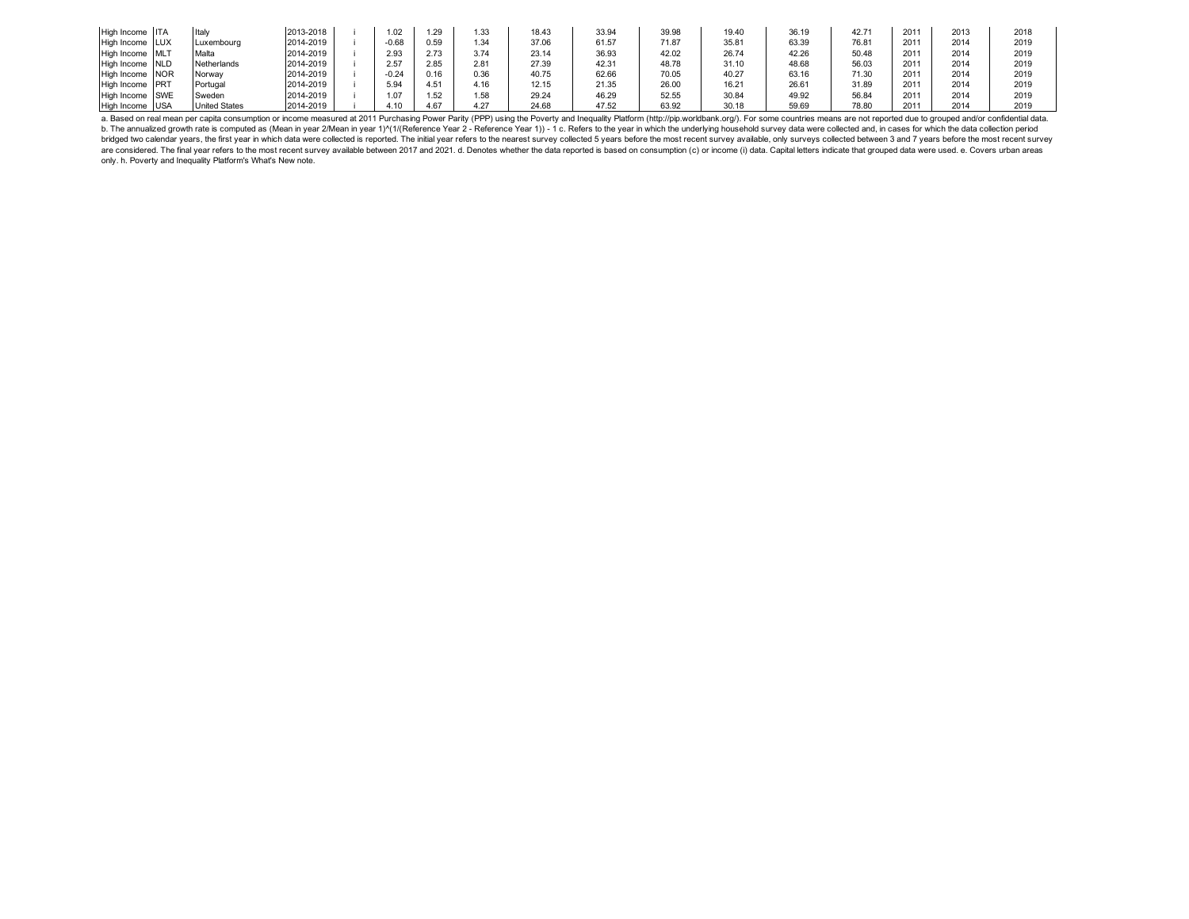| | | | | | | | | | | | | | | | | | |
|---|---|---|---|---|---|---|---|---|---|---|---|---|---|---|---|---|---|
| High Income | ITA | Italy | 2013-2018 | i | 1.02 | 1.29 | 1.33 | 18.43 | 33.94 | 39.98 | 19.40 | 36.19 | 42.71 | 2011 | 2013 | 2018 |
| High Income | LUX | Luxembourg | 2014-2019 | i | -0.68 | 0.59 | 1.34 | 37.06 | 61.57 | 71.87 | 35.81 | 63.39 | 76.81 | 2011 | 2014 | 2019 |
| High Income | MLT | Malta | 2014-2019 | i | 2.93 | 2.73 | 3.74 | 23.14 | 36.93 | 42.02 | 26.74 | 42.26 | 50.48 | 2011 | 2014 | 2019 |
| High Income | NLD | Netherlands | 2014-2019 | i | 2.57 | 2.85 | 2.81 | 27.39 | 42.31 | 48.78 | 31.10 | 48.68 | 56.03 | 2011 | 2014 | 2019 |
| High Income | NOR | Norway | 2014-2019 | i | -0.24 | 0.16 | 0.36 | 40.75 | 62.66 | 70.05 | 40.27 | 63.16 | 71.30 | 2011 | 2014 | 2019 |
| High Income | PRT | Portugal | 2014-2019 | i | 5.94 | 4.51 | 4.16 | 12.15 | 21.35 | 26.00 | 16.21 | 26.61 | 31.89 | 2011 | 2014 | 2019 |
| High Income | SWE | Sweden | 2014-2019 | i | 1.07 | 1.52 | 1.58 | 29.24 | 46.29 | 52.55 | 30.84 | 49.92 | 56.84 | 2011 | 2014 | 2019 |
| High Income | USA | United States | 2014-2019 | i | 4.10 | 4.67 | 4.27 | 24.68 | 47.52 | 63.92 | 30.18 | 59.69 | 78.80 | 2011 | 2014 | 2019 |

a. Based on real mean per capita consumption or income measured at 2011 Purchasing Power Parity (PPP) using the Poverty and Inequality Platform (http://pip.worldbank.org/). For some countries means are not reported due to grouped and/or confidential data. b. The annualized growth rate is computed as (Mean in year 2/Mean in year 1)^(1/(Reference Year 2 - Reference Year 1)) - 1 c. Refers to the year in which the underlying household survey data were collected and, in cases for which the data collection period bridged two calendar years, the first year in which data were collected is reported. The initial year refers to the nearest survey collected 5 years before the most recent survey available, only surveys collected between 3 and 7 years before the most recent survey are considered. The final year refers to the most recent survey available between 2017 and 2021. d. Denotes whether the data reported is based on consumption (c) or income (i) data. Capital letters indicate that grouped data were used. e. Covers urban areas only. h. Poverty and Inequality Platform's What's New note.